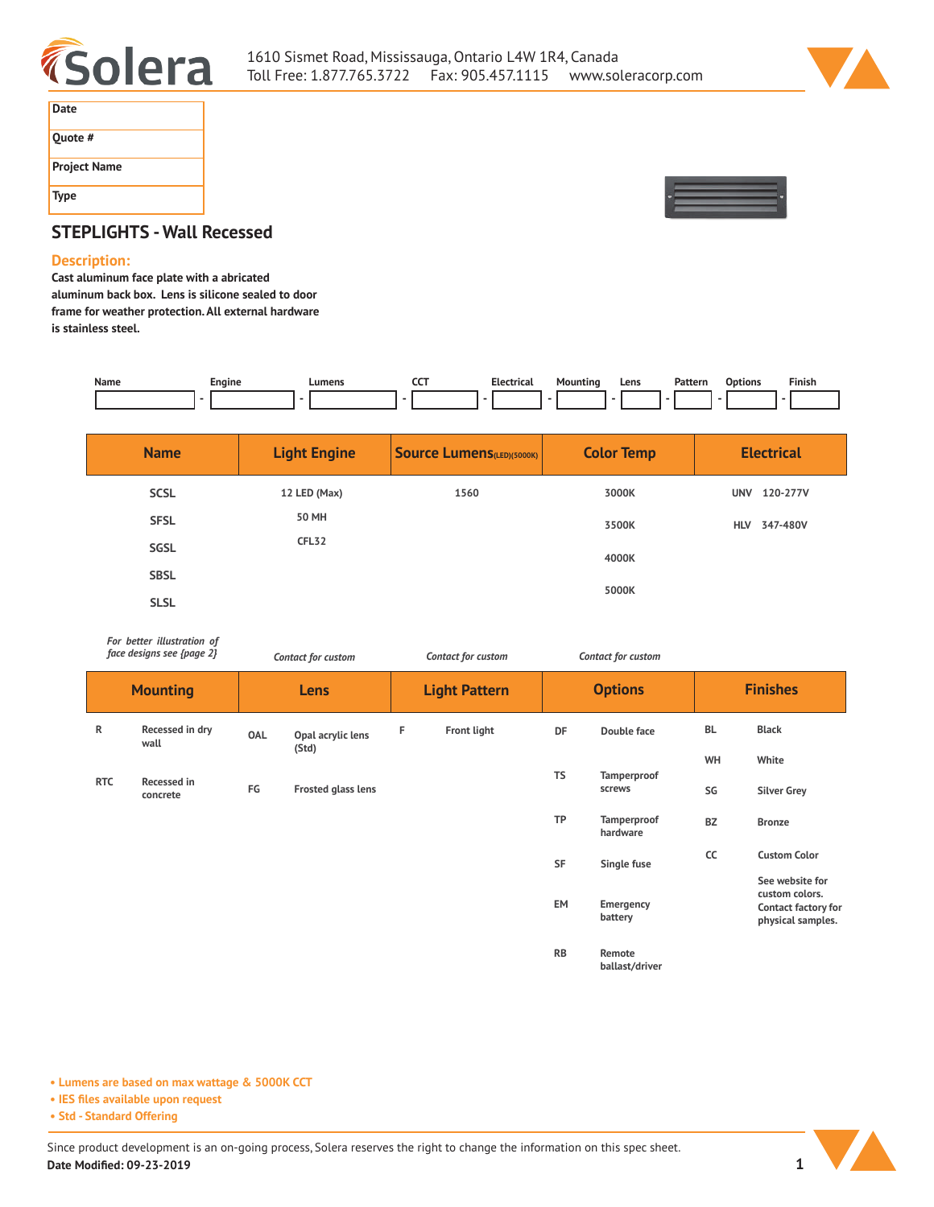Solera

1610 Sismet Road, Mississauga, Ontario L4W 1R4, Canada
Toll Free: 1.877.765.3722 Fax: 905.457.1115 www.soleracorp.com

| Date | |
|---|---|
| Quote # | |
| Project Name | |
| Type | |

## STEPLIGHTS - Wall Recessed

### Description:

**Cast aluminum face plate with a abricated aluminum back box. Lens is silicone sealed to door frame for weather protection. All external hardware is stainless steel.**

| Name | Engine | Lumens | CCT | Electrical | Mounting | Lens | Pattern | Options | Finish |
|---|---|---|---|---|---|---|---|---|---|
| | | | | | | | | | |

| Name | Light Engine | Source Lumens(LED)(5000K) | Color Temp | Electrical |
|---|---|---|---|---|
| SCSL | 12 LED (Max) | 1560 | 3000K | UNV 120-277V |
| SFSL | 50 MH | | 3500K | HLV 347-480V |
| SGSL | CFL32 | | 4000K | |
| SBSL | | | 5000K | |
| SLSL | | | | |
| *For better illustration of face designs see {page 2}* | *Contact for custom* | *Contact for custom* | *Contact for custom* | |

| Mounting | | Lens | | Light Pattern | | Options | | Finishes | |
|---|---|---|---|---|---|---|---|---|---|
| R | Recessed in dry wall | OAL | Opal acrylic lens (Std) | F | Front light | DF | Double face | BL | Black |
| RTC | Recessed in concrete | FG | Frosted glass lens | | | TS | Tamperproof screws | WH | White |
| | | | | | | TP | Tamperproof hardware | SG | Silver Grey |
| | | | | | | SF | Single fuse | BZ | Bronze |
| | | | | | | EM | Emergency battery | CC | Custom Color |
| | | | | | | RB | Remote ballast/driver | | See website for custom colors. Contact factory for physical samples. |

- Lumens are based on max wattage & 5000K CCT
- IES files available upon request
- Std - Standard Offering

Since product development is an on-going process, Solera reserves the right to change the information on this spec sheet.

**Date Modified: 09-23-2019**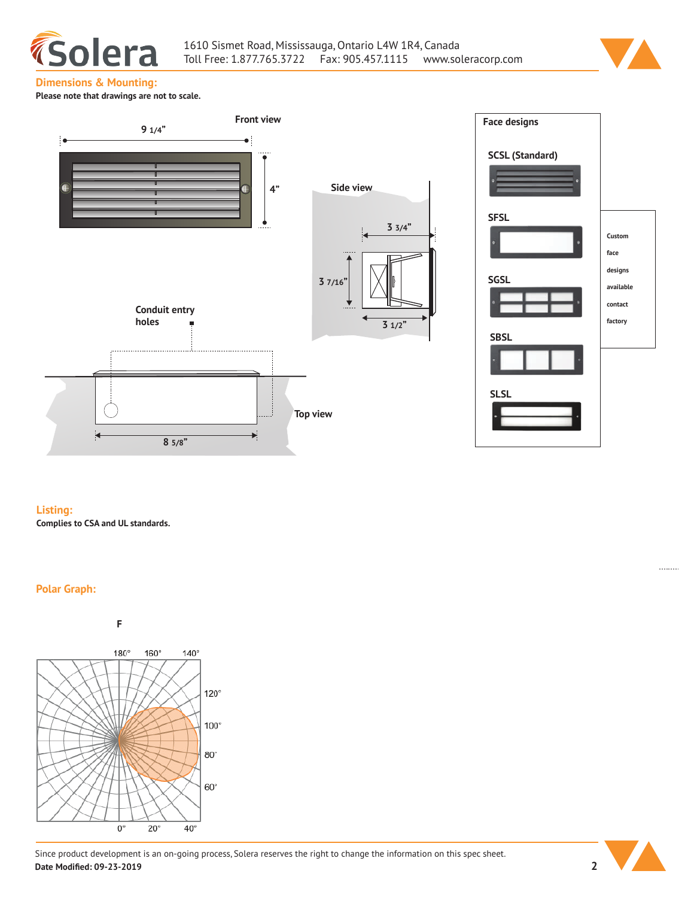## Dimensions & Mounting:

**Please note that drawings are not to scale.**

Front view

9 1/4”

4”

Side view

3 3/4”

3 7/16”

3 1/2”

Conduit entry holes

Top view

8 5/8”

**Face designs**

SCSL (Standard)

SFSL

SGSL

SBSL

SLSL

Custom face designs available contact factory

## Listing:

**Complies to CSA and UL standards.**

## Polar Graph:

F

180° 160° 140°

120°

100°

80°

60°

0° 20° 40°

Since product development is an on-going process, Solera reserves the right to change the information on this spec sheet.

**Date Modified: 09-23-2019**